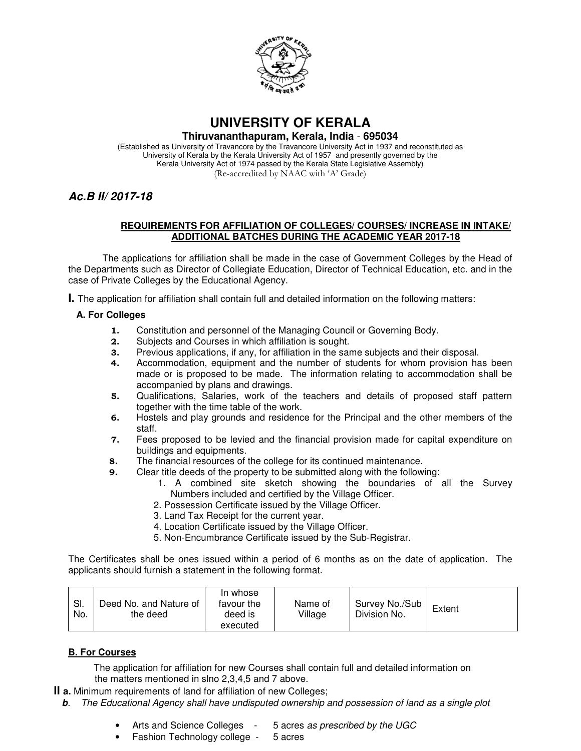# UNIVERSITY OF KERALA

**Thiruvananthapuram, Kerala, India - 695034**

(Established as University of Travancore by the Travancore University Act in 1937 and reconstituted as University of Kerala by the Kerala University Act of 1957 and presently governed by the Kerala University Act of 1974 passed by the Kerala State Legislative Assembly)
(Re-accredited by NAAC with 'A' Grade)

***Ac.B II/ 2017-18***

**REQUIREMENTS FOR AFFILIATION OF COLLEGES/ COURSES/ INCREASE IN INTAKE/ ADDITIONAL BATCHES DURING THE ACADEMIC YEAR 2017-18**

The applications for affiliation shall be made in the case of Government Colleges by the Head of the Departments such as Director of Collegiate Education, Director of Technical Education, etc. and in the case of Private Colleges by the Educational Agency.

**I.** The application for affiliation shall contain full and detailed information on the following matters:

**A. For Colleges**

1. Constitution and personnel of the Managing Council or Governing Body.
2. Subjects and Courses in which affiliation is sought.
3. Previous applications, if any, for affiliation in the same subjects and their disposal.
4. Accommodation, equipment and the number of students for whom provision has been made or is proposed to be made. The information relating to accommodation shall be accompanied by plans and drawings.
5. Qualifications, Salaries, work of the teachers and details of proposed staff pattern together with the time table of the work.
6. Hostels and play grounds and residence for the Principal and the other members of the staff.
7. Fees proposed to be levied and the financial provision made for capital expenditure on buildings and equipments.
8. The financial resources of the college for its continued maintenance.
9. Clear title deeds of the property to be submitted along with the following:
    1. A combined site sketch showing the boundaries of all the Survey Numbers included and certified by the Village Officer.
    2. Possession Certificate issued by the Village Officer.
    3. Land Tax Receipt for the current year.
    4. Location Certificate issued by the Village Officer.
    5. Non-Encumbrance Certificate issued by the Sub-Registrar.

The Certificates shall be ones issued within a period of 6 months as on the date of application. The applicants should furnish a statement in the following format.

| Sl. No. | Deed No. and Nature of the deed | In whose favour the deed is executed | Name of Village | Survey No./Sub Division No. | Extent |
|---|---|---|---|---|---|

**B. For Courses**

The application for affiliation for new Courses shall contain full and detailed information on the matters mentioned in slno 2,3,4,5 and 7 above.

**II a.** Minimum requirements of land for affiliation of new Colleges;

***b.*** *The Educational Agency shall have undisputed ownership and possession of land as a single plot*

- Arts and Science Colleges - 5 acres *as prescribed by the UGC*
- Fashion Technology college - 5 acres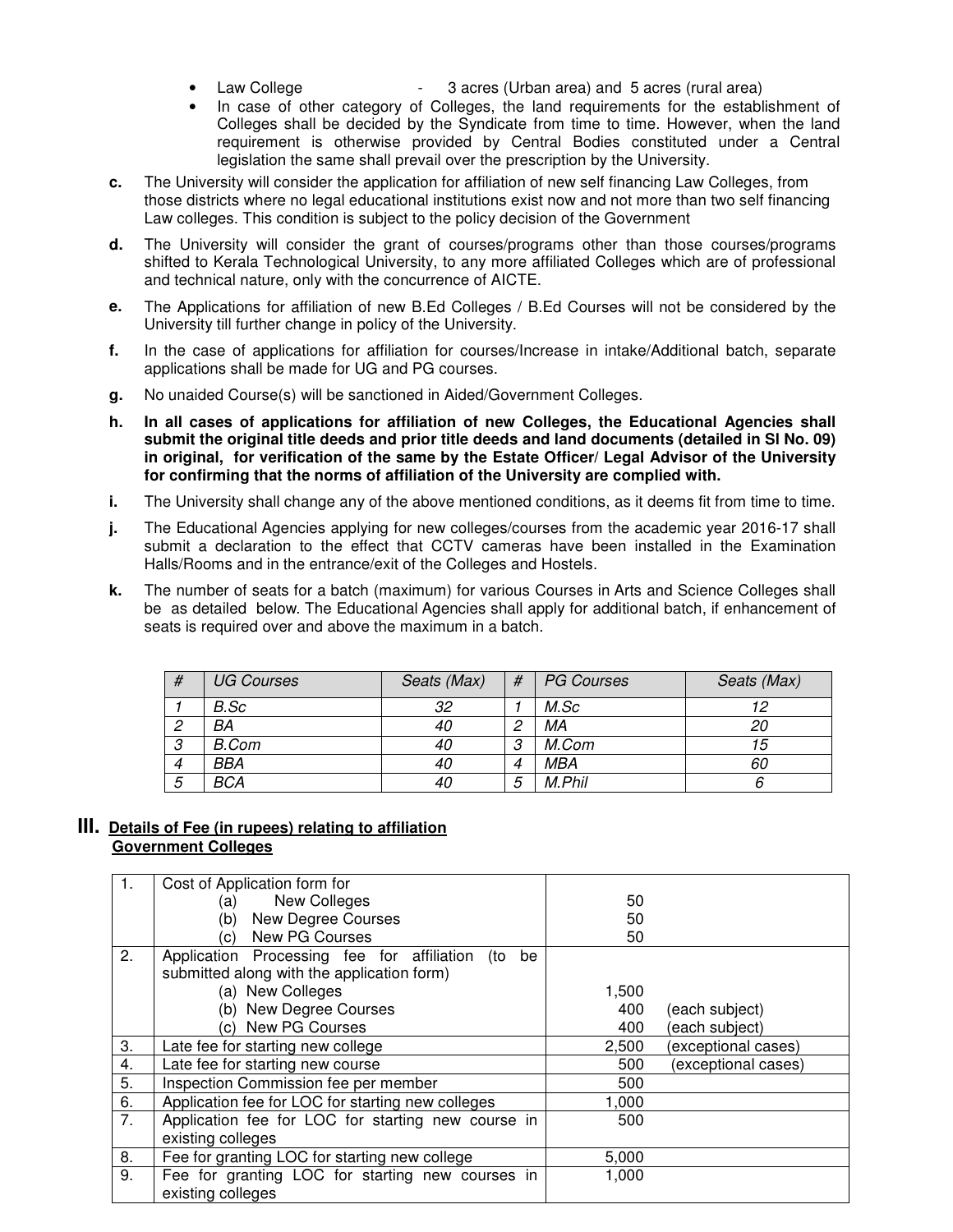- Law College - 3 acres (Urban area) and 5 acres (rural area)
- In case of other category of Colleges, the land requirements for the establishment of Colleges shall be decided by the Syndicate from time to time. However, when the land requirement is otherwise provided by Central Bodies constituted under a Central legislation the same shall prevail over the prescription by the University.

**c.** The University will consider the application for affiliation of new self financing Law Colleges, from those districts where no legal educational institutions exist now and not more than two self financing Law colleges. This condition is subject to the policy decision of the Government

**d.** The University will consider the grant of courses/programs other than those courses/programs shifted to Kerala Technological University, to any more affiliated Colleges which are of professional and technical nature, only with the concurrence of AICTE.

**e.** The Applications for affiliation of new B.Ed Colleges / B.Ed Courses will not be considered by the University till further change in policy of the University.

**f.** In the case of applications for affiliation for courses/Increase in intake/Additional batch, separate applications shall be made for UG and PG courses.

**g.** No unaided Course(s) will be sanctioned in Aided/Government Colleges.

**h.** **In all cases of applications for affiliation of new Colleges, the Educational Agencies shall submit the original title deeds and prior title deeds and land documents (detailed in Sl No. 09) in original, for verification of the same by the Estate Officer/ Legal Advisor of the University for confirming that the norms of affiliation of the University are complied with.**

**i.** The University shall change any of the above mentioned conditions, as it deems fit from time to time.

**j.** The Educational Agencies applying for new colleges/courses from the academic year 2016-17 shall submit a declaration to the effect that CCTV cameras have been installed in the Examination Halls/Rooms and in the entrance/exit of the Colleges and Hostels.

**k.** The number of seats for a batch (maximum) for various Courses in Arts and Science Colleges shall be as detailed below. The Educational Agencies shall apply for additional batch, if enhancement of seats is required over and above the maximum in a batch.

| # | UG Courses | Seats (Max) | # | PG Courses | Seats (Max) |
|---|---|---|---|---|---|
| 1 | B.Sc | 32 | 1 | M.Sc | 12 |
| 2 | BA | 40 | 2 | MA | 20 |
| 3 | B.Com | 40 | 3 | M.Com | 15 |
| 4 | BBA | 40 | 4 | MBA | 60 |
| 5 | BCA | 40 | 5 | M.Phil | 6 |

## III. Details of Fee (in rupees) relating to affiliation

**Government Colleges**

| | | |
|---|---|---|
| 1. | Cost of Application form for<br>(a) New Colleges<br>(b) New Degree Courses<br>(c) New PG Courses | <br>50<br>50<br>50 |
| 2. | Application Processing fee for affiliation (to be submitted along with the application form)<br>(a) New Colleges<br>(b) New Degree Courses<br>(c) New PG Courses | <br><br>1,500<br>400 (each subject)<br>400 (each subject) |
| 3. | Late fee for starting new college | 2,500 (exceptional cases) |
| 4. | Late fee for starting new course | 500 (exceptional cases) |
| 5. | Inspection Commission fee per member | 500 |
| 6. | Application fee for LOC for starting new colleges | 1,000 |
| 7. | Application fee for LOC for starting new course in existing colleges | 500 |
| 8. | Fee for granting LOC for starting new college | 5,000 |
| 9. | Fee for granting LOC for starting new courses in existing colleges | 1,000 |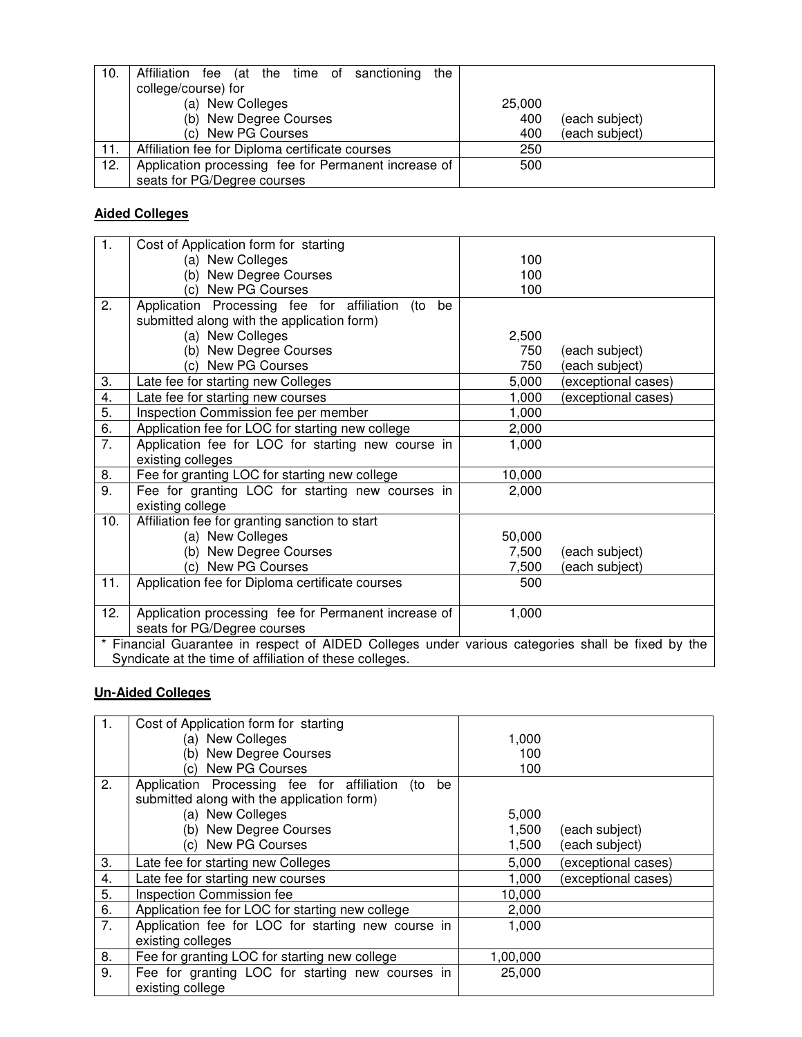| | | | |
|---|---|---|---|
| 10. | Affiliation fee (at the time of sanctioning the college/course) for<br>(a) New Colleges<br>(b) New Degree Courses<br>(c) New PG Courses | <br>25,000<br>400<br>400 | <br><br>(each subject)<br>(each subject) |
| 11. | Affiliation fee for Diploma certificate courses | 250 | |
| 12. | Application processing fee for Permanent increase of seats for PG/Degree courses | 500 | |

**Aided Colleges**

| | | | |
|---|---|---|---|
| 1. | Cost of Application form for starting<br>(a) New Colleges<br>(b) New Degree Courses<br>(c) New PG Courses | <br>100<br>100<br>100 | |
| 2. | Application Processing fee for affiliation (to be submitted along with the application form)<br>(a) New Colleges<br>(b) New Degree Courses<br>(c) New PG Courses | <br><br>2,500<br>750<br>750 | <br><br><br>(each subject)<br>(each subject) |
| 3. | Late fee for starting new Colleges | 5,000 | (exceptional cases) |
| 4. | Late fee for starting new courses | 1,000 | (exceptional cases) |
| 5. | Inspection Commission fee per member | 1,000 | |
| 6. | Application fee for LOC for starting new college | 2,000 | |
| 7. | Application fee for LOC for starting new course in existing colleges | 1,000 | |
| 8. | Fee for granting LOC for starting new college | 10,000 | |
| 9. | Fee for granting LOC for starting new courses in existing college | 2,000 | |
| 10. | Affiliation fee for granting sanction to start<br>(a) New Colleges<br>(b) New Degree Courses<br>(c) New PG Courses | <br>50,000<br>7,500<br>7,500 | <br><br>(each subject)<br>(each subject) |
| 11. | Application fee for Diploma certificate courses | 500 | |
| 12. | Application processing fee for Permanent increase of seats for PG/Degree courses | 1,000 | |
| * Financial Guarantee in respect of AIDED Colleges under various categories shall be fixed by the Syndicate at the time of affiliation of these colleges. | | | |

**Un-Aided Colleges**

| | | | |
|---|---|---|---|
| 1. | Cost of Application form for starting<br>(a) New Colleges<br>(b) New Degree Courses<br>(c) New PG Courses | <br>1,000<br>100<br>100 | |
| 2. | Application Processing fee for affiliation (to be submitted along with the application form)<br>(a) New Colleges<br>(b) New Degree Courses<br>(c) New PG Courses | <br><br>5,000<br>1,500<br>1,500 | <br><br><br>(each subject)<br>(each subject) |
| 3. | Late fee for starting new Colleges | 5,000 | (exceptional cases) |
| 4. | Late fee for starting new courses | 1,000 | (exceptional cases) |
| 5. | Inspection Commission fee | 10,000 | |
| 6. | Application fee for LOC for starting new college | 2,000 | |
| 7. | Application fee for LOC for starting new course in existing colleges | 1,000 | |
| 8. | Fee for granting LOC for starting new college | 1,00,000 | |
| 9. | Fee for granting LOC for starting new courses in existing college | 25,000 | |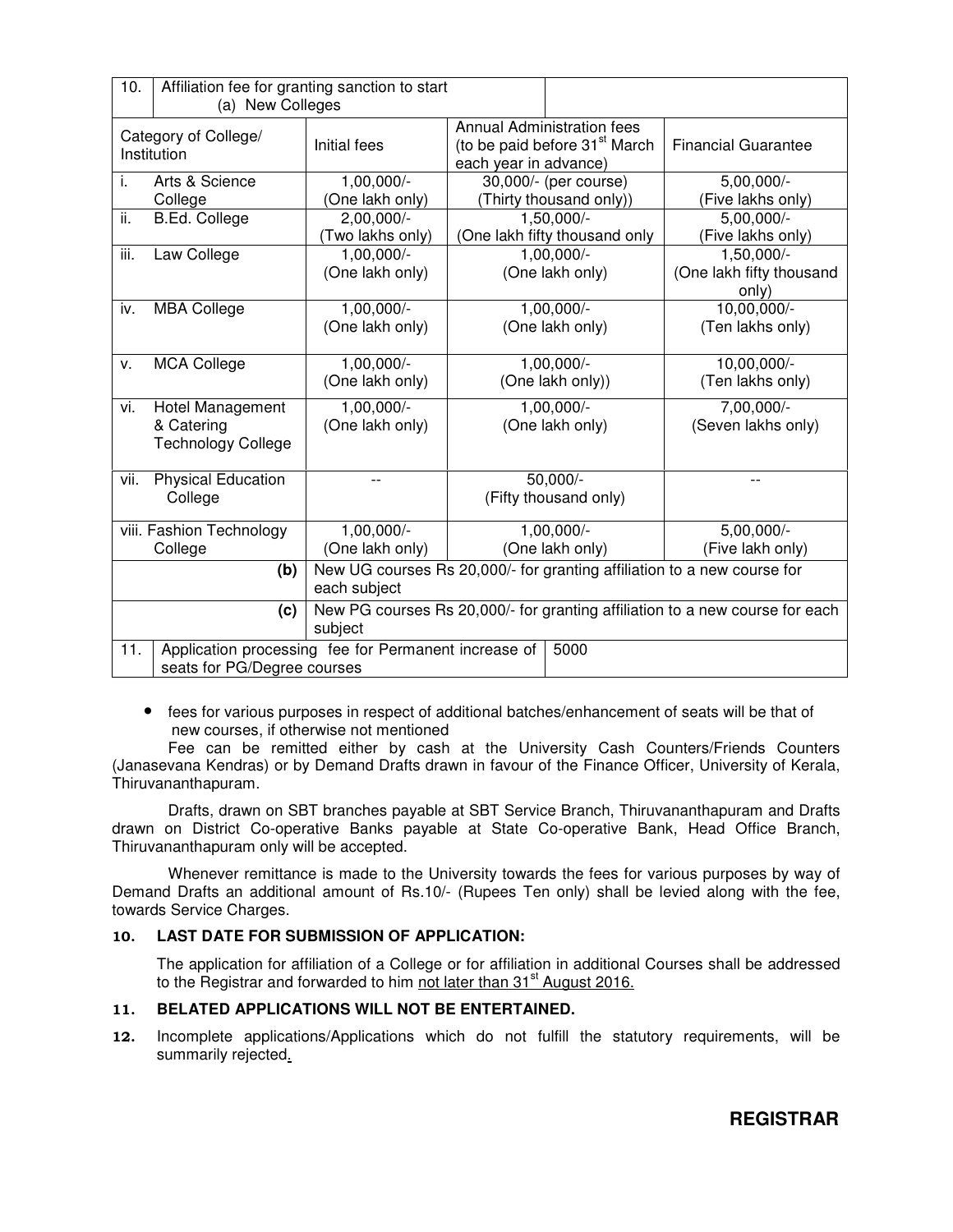| 10. | Affiliation fee for granting sanction to start (a) New Colleges | | | |
|---|---|---|---|---|
| Category of College/ Institution | | Initial fees | Annual Administration fees (to be paid before 31st March each year in advance) | Financial Guarantee |
| i. | Arts & Science College | 1,00,000/- (One lakh only) | 30,000/- (per course) (Thirty thousand only)) | 5,00,000/- (Five lakhs only) |
| ii. | B.Ed. College | 2,00,000/- (Two lakhs only) | 1,50,000/- (One lakh fifty thousand only | 5,00,000/- (Five lakhs only) |
| iii. | Law College | 1,00,000/- (One lakh only) | 1,00,000/- (One lakh only) | 1,50,000/- (One lakh fifty thousand only) |
| iv. | MBA College | 1,00,000/- (One lakh only) | 1,00,000/- (One lakh only) | 10,00,000/- (Ten lakhs only) |
| v. | MCA College | 1,00,000/- (One lakh only) | 1,00,000/- (One lakh only)) | 10,00,000/- (Ten lakhs only) |
| vi. | Hotel Management & Catering Technology College | 1,00,000/- (One lakh only) | 1,00,000/- (One lakh only) | 7,00,000/- (Seven lakhs only) |
| vii. | Physical Education College | -- | 50,000/- (Fifty thousand only) | -- |
| viii. | Fashion Technology College | 1,00,000/- (One lakh only) | 1,00,000/- (One lakh only) | 5,00,000/- (Five lakh only) |
| | (b) | New UG courses Rs 20,000/- for granting affiliation to a new course for each subject | | |
| | (c) | New PG courses Rs 20,000/- for granting affiliation to a new course for each subject | | |
| 11. | Application processing fee for Permanent increase of seats for PG/Degree courses | | 5000 | |

- fees for various purposes in respect of additional batches/enhancement of seats will be that of new courses, if otherwise not mentioned

Fee can be remitted either by cash at the University Cash Counters/Friends Counters (Janasevana Kendras) or by Demand Drafts drawn in favour of the Finance Officer, University of Kerala, Thiruvananthapuram.

Drafts, drawn on SBT branches payable at SBT Service Branch, Thiruvananthapuram and Drafts drawn on District Co-operative Banks payable at State Co-operative Bank, Head Office Branch, Thiruvananthapuram only will be accepted.

Whenever remittance is made to the University towards the fees for various purposes by way of Demand Drafts an additional amount of Rs.10/- (Rupees Ten only) shall be levied along with the fee, towards Service Charges.

**10. LAST DATE FOR SUBMISSION OF APPLICATION:**

The application for affiliation of a College or for affiliation in additional Courses shall be addressed to the Registrar and forwarded to him not later than 31st August 2016.

**11. BELATED APPLICATIONS WILL NOT BE ENTERTAINED.**

**12.** Incomplete applications/Applications which do not fulfill the statutory requirements, will be summarily rejected.

**REGISTRAR**